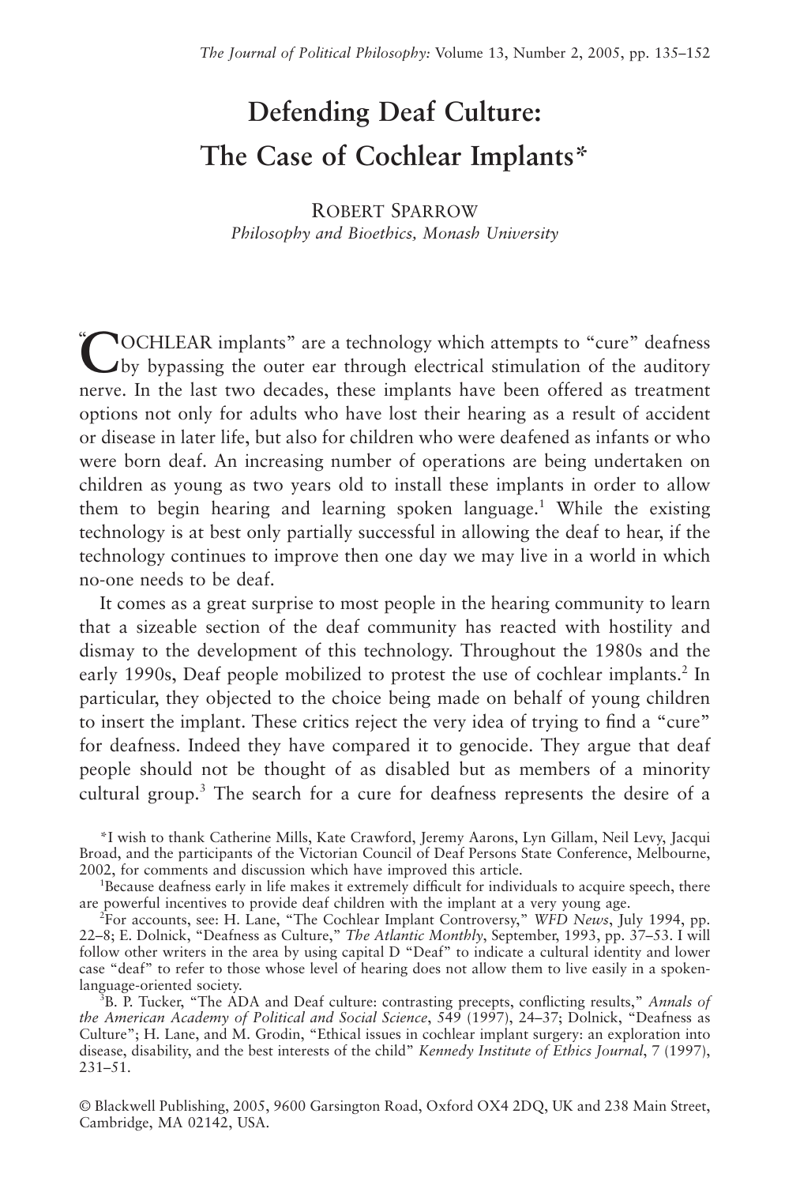# Defending Deaf Culture: The Case of Cochlear Implants*

ROBERT SPARROW

*Philosophy and Bioethics, Monash University*

"COCHLEAR implants" are a technology which attempts to "cure" deafness by bypassing the outer ear through electrical stimulation of the auditory nerve. In the last two decades, these implants have been offered as treatment options not only for adults who have lost their hearing as a result of accident or disease in later life, but also for children who were deafened as infants or who were born deaf. An increasing number of operations are being undertaken on children as young as two years old to install these implants in order to allow them to begin hearing and learning spoken language.[1] While the existing technology is at best only partially successful in allowing the deaf to hear, if the technology continues to improve then one day we may live in a world in which no-one needs to be deaf.

It comes as a great surprise to most people in the hearing community to learn that a sizeable section of the deaf community has reacted with hostility and dismay to the development of this technology. Throughout the 1980s and the early 1990s, Deaf people mobilized to protest the use of cochlear implants.[2] In particular, they objected to the choice being made on behalf of young children to insert the implant. These critics reject the very idea of trying to find a "cure" for deafness. Indeed they have compared it to genocide. They argue that deaf people should not be thought of as disabled but as members of a minority cultural group.[3] The search for a cure for deafness represents the desire of a

*I wish to thank Catherine Mills, Kate Crawford, Jeremy Aarons, Lyn Gillam, Neil Levy, Jacqui Broad, and the participants of the Victorian Council of Deaf Persons State Conference, Melbourne, 2002, for comments and discussion which have improved this article.

[1]Because deafness early in life makes it extremely difficult for individuals to acquire speech, there are powerful incentives to provide deaf children with the implant at a very young age.

[2]For accounts, see: H. Lane, "The Cochlear Implant Controversy," *WFD News*, July 1994, pp. 22–8; E. Dolnick, "Deafness as Culture," *The Atlantic Monthly*, September, 1993, pp. 37–53. I will follow other writers in the area by using capital D "Deaf" to indicate a cultural identity and lower case "deaf" to refer to those whose level of hearing does not allow them to live easily in a spoken-language-oriented society.

[3]B. P. Tucker, "The ADA and Deaf culture: contrasting precepts, conflicting results," *Annals of the American Academy of Political and Social Science*, 549 (1997), 24–37; Dolnick, "Deafness as Culture"; H. Lane, and M. Grodin, "Ethical issues in cochlear implant surgery: an exploration into disease, disability, and the best interests of the child" *Kennedy Institute of Ethics Journal*, 7 (1997), 231–51.

© Blackwell Publishing, 2005, 9600 Garsington Road, Oxford OX4 2DQ, UK and 238 Main Street, Cambridge, MA 02142, USA.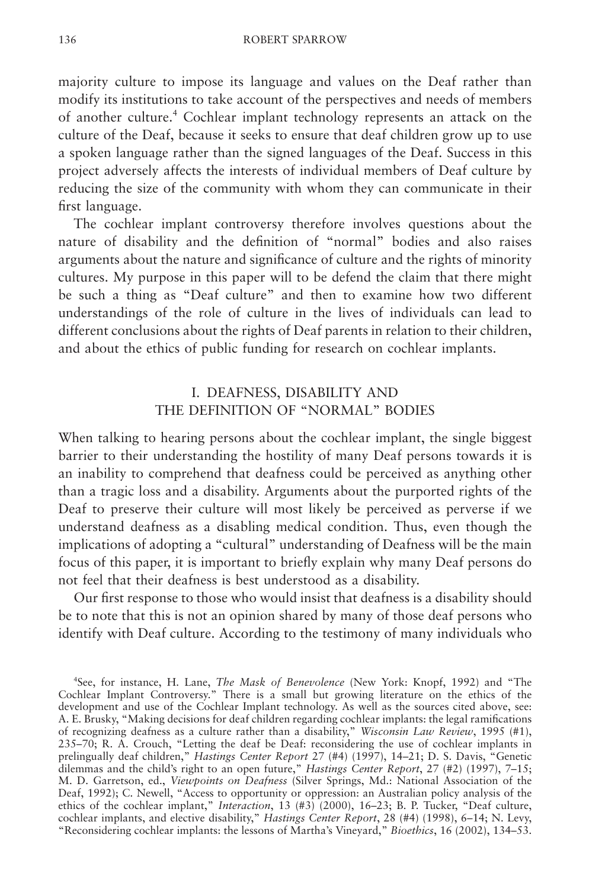majority culture to impose its language and values on the Deaf rather than modify its institutions to take account of the perspectives and needs of members of another culture.[4] Cochlear implant technology represents an attack on the culture of the Deaf, because it seeks to ensure that deaf children grow up to use a spoken language rather than the signed languages of the Deaf. Success in this project adversely affects the interests of individual members of Deaf culture by reducing the size of the community with whom they can communicate in their first language.

The cochlear implant controversy therefore involves questions about the nature of disability and the definition of "normal" bodies and also raises arguments about the nature and significance of culture and the rights of minority cultures. My purpose in this paper will to be defend the claim that there might be such a thing as "Deaf culture" and then to examine how two different understandings of the role of culture in the lives of individuals can lead to different conclusions about the rights of Deaf parents in relation to their children, and about the ethics of public funding for research on cochlear implants.

## I. DEAFNESS, DISABILITY AND THE DEFINITION OF "NORMAL" BODIES

When talking to hearing persons about the cochlear implant, the single biggest barrier to their understanding the hostility of many Deaf persons towards it is an inability to comprehend that deafness could be perceived as anything other than a tragic loss and a disability. Arguments about the purported rights of the Deaf to preserve their culture will most likely be perceived as perverse if we understand deafness as a disabling medical condition. Thus, even though the implications of adopting a "cultural" understanding of Deafness will be the main focus of this paper, it is important to briefly explain why many Deaf persons do not feel that their deafness is best understood as a disability.

Our first response to those who would insist that deafness is a disability should be to note that this is not an opinion shared by many of those deaf persons who identify with Deaf culture. According to the testimony of many individuals who

[4]See, for instance, H. Lane, *The Mask of Benevolence* (New York: Knopf, 1992) and "The Cochlear Implant Controversy." There is a small but growing literature on the ethics of the development and use of the Cochlear Implant technology. As well as the sources cited above, see: A. E. Brusky, "Making decisions for deaf children regarding cochlear implants: the legal ramifications of recognizing deafness as a culture rather than a disability," *Wisconsin Law Review*, 1995 (#1), 235–70; R. A. Crouch, "Letting the deaf be Deaf: reconsidering the use of cochlear implants in prelingually deaf children," *Hastings Center Report* 27 (#4) (1997), 14–21; D. S. Davis, "Genetic dilemmas and the child's right to an open future," *Hastings Center Report*, 27 (#2) (1997), 7–15; M. D. Garretson, ed., *Viewpoints on Deafness* (Silver Springs, Md.: National Association of the Deaf, 1992); C. Newell, "Access to opportunity or oppression: an Australian policy analysis of the ethics of the cochlear implant," *Interaction*, 13 (#3) (2000), 16–23; B. P. Tucker, "Deaf culture, cochlear implants, and elective disability," *Hastings Center Report*, 28 (#4) (1998), 6–14; N. Levy, "Reconsidering cochlear implants: the lessons of Martha's Vineyard," *Bioethics*, 16 (2002), 134–53.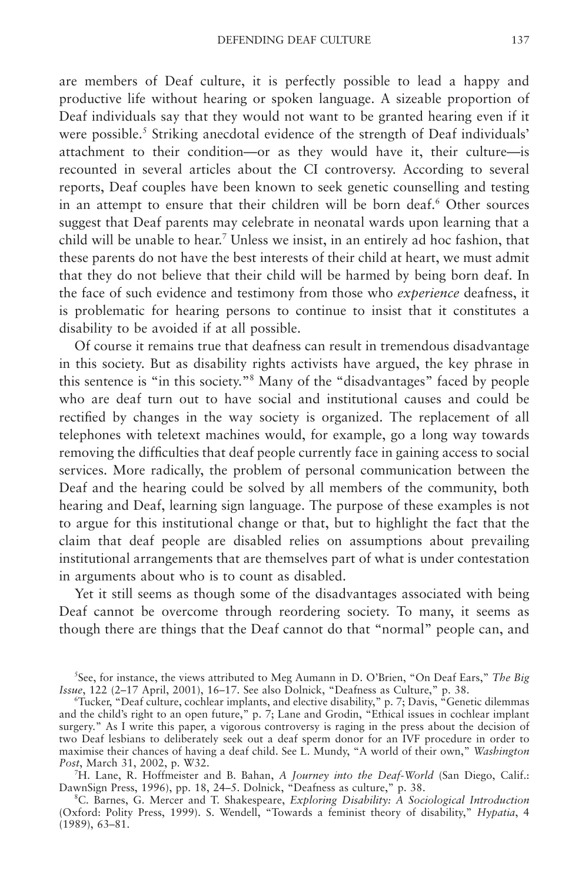are members of Deaf culture, it is perfectly possible to lead a happy and productive life without hearing or spoken language. A sizeable proportion of Deaf individuals say that they would not want to be granted hearing even if it were possible.[5] Striking anecdotal evidence of the strength of Deaf individuals' attachment to their condition—or as they would have it, their culture—is recounted in several articles about the CI controversy. According to several reports, Deaf couples have been known to seek genetic counselling and testing in an attempt to ensure that their children will be born deaf.[6] Other sources suggest that Deaf parents may celebrate in neonatal wards upon learning that a child will be unable to hear.[7] Unless we insist, in an entirely ad hoc fashion, that these parents do not have the best interests of their child at heart, we must admit that they do not believe that their child will be harmed by being born deaf. In the face of such evidence and testimony from those who *experience* deafness, it is problematic for hearing persons to continue to insist that it constitutes a disability to be avoided if at all possible.

Of course it remains true that deafness can result in tremendous disadvantage in this society. But as disability rights activists have argued, the key phrase in this sentence is "in this society."[8] Many of the "disadvantages" faced by people who are deaf turn out to have social and institutional causes and could be rectified by changes in the way society is organized. The replacement of all telephones with teletext machines would, for example, go a long way towards removing the difficulties that deaf people currently face in gaining access to social services. More radically, the problem of personal communication between the Deaf and the hearing could be solved by all members of the community, both hearing and Deaf, learning sign language. The purpose of these examples is not to argue for this institutional change or that, but to highlight the fact that the claim that deaf people are disabled relies on assumptions about prevailing institutional arrangements that are themselves part of what is under contestation in arguments about who is to count as disabled.

Yet it still seems as though some of the disadvantages associated with being Deaf cannot be overcome through reordering society. To many, it seems as though there are things that the Deaf cannot do that "normal" people can, and

[5] See, for instance, the views attributed to Meg Aumann in D. O'Brien, "On Deaf Ears," *The Big Issue*, 122 (2–17 April, 2001), 16–17. See also Dolnick, "Deafness as Culture," p. 38.

[6] Tucker, "Deaf culture, cochlear implants, and elective disability," p. 7; Davis, "Genetic dilemmas and the child's right to an open future," p. 7; Lane and Grodin, "Ethical issues in cochlear implant surgery." As I write this paper, a vigorous controversy is raging in the press about the decision of two Deaf lesbians to deliberately seek out a deaf sperm donor for an IVF procedure in order to maximise their chances of having a deaf child. See L. Mundy, "A world of their own," *Washington Post*, March 31, 2002, p. W32.

[7] H. Lane, R. Hoffmeister and B. Bahan, *A Journey into the Deaf-World* (San Diego, Calif.: DawnSign Press, 1996), pp. 18, 24–5. Dolnick, "Deafness as culture," p. 38.

[8] C. Barnes, G. Mercer and T. Shakespeare, *Exploring Disability: A Sociological Introduction* (Oxford: Polity Press, 1999). S. Wendell, "Towards a feminist theory of disability," *Hypatia*, 4 (1989), 63–81.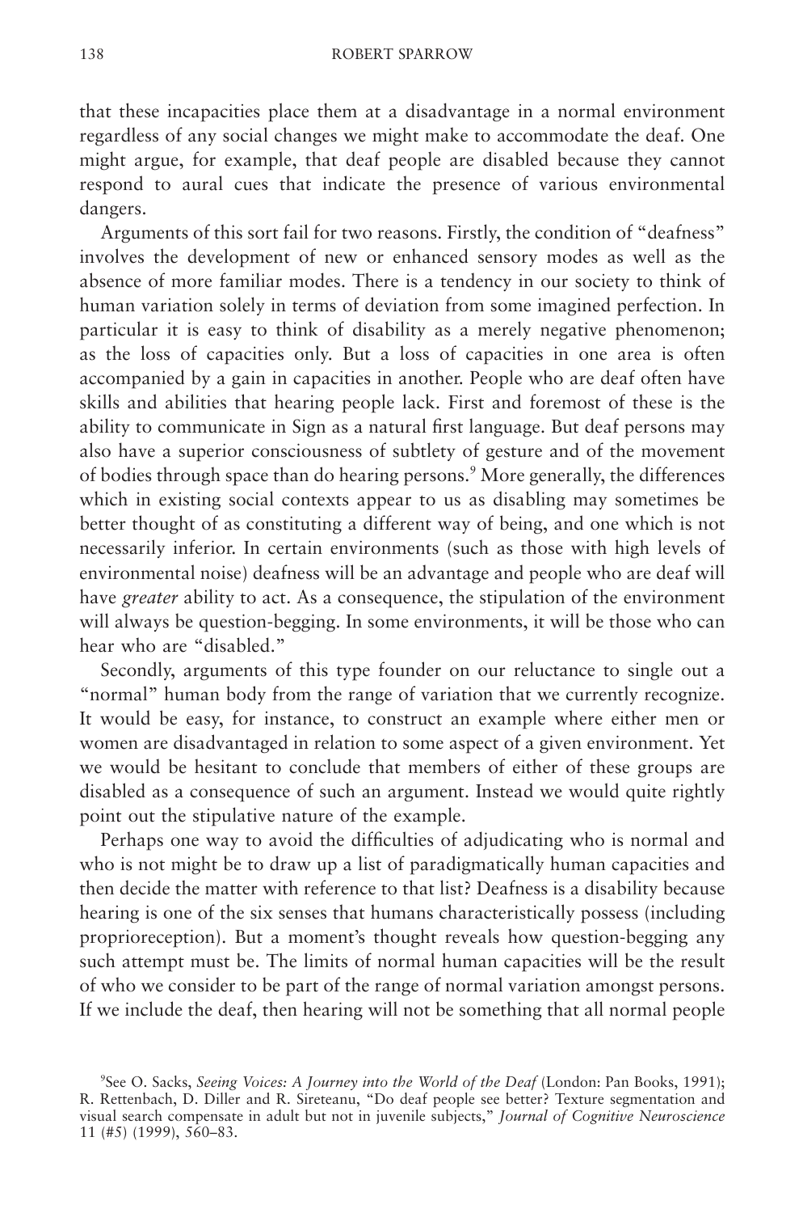that these incapacities place them at a disadvantage in a normal environment regardless of any social changes we might make to accommodate the deaf. One might argue, for example, that deaf people are disabled because they cannot respond to aural cues that indicate the presence of various environmental dangers.

Arguments of this sort fail for two reasons. Firstly, the condition of "deafness" involves the development of new or enhanced sensory modes as well as the absence of more familiar modes. There is a tendency in our society to think of human variation solely in terms of deviation from some imagined perfection. In particular it is easy to think of disability as a merely negative phenomenon; as the loss of capacities only. But a loss of capacities in one area is often accompanied by a gain in capacities in another. People who are deaf often have skills and abilities that hearing people lack. First and foremost of these is the ability to communicate in Sign as a natural first language. But deaf persons may also have a superior consciousness of subtlety of gesture and of the movement of bodies through space than do hearing persons.[9] More generally, the differences which in existing social contexts appear to us as disabling may sometimes be better thought of as constituting a different way of being, and one which is not necessarily inferior. In certain environments (such as those with high levels of environmental noise) deafness will be an advantage and people who are deaf will have *greater* ability to act. As a consequence, the stipulation of the environment will always be question-begging. In some environments, it will be those who can hear who are "disabled."

Secondly, arguments of this type founder on our reluctance to single out a "normal" human body from the range of variation that we currently recognize. It would be easy, for instance, to construct an example where either men or women are disadvantaged in relation to some aspect of a given environment. Yet we would be hesitant to conclude that members of either of these groups are disabled as a consequence of such an argument. Instead we would quite rightly point out the stipulative nature of the example.

Perhaps one way to avoid the difficulties of adjudicating who is normal and who is not might be to draw up a list of paradigmatically human capacities and then decide the matter with reference to that list? Deafness is a disability because hearing is one of the six senses that humans characteristically possess (including proprioreception). But a moment's thought reveals how question-begging any such attempt must be. The limits of normal human capacities will be the result of who we consider to be part of the range of normal variation amongst persons. If we include the deaf, then hearing will not be something that all normal people

[9] See O. Sacks, *Seeing Voices: A Journey into the World of the Deaf* (London: Pan Books, 1991); R. Rettenbach, D. Diller and R. Sireteanu, "Do deaf people see better? Texture segmentation and visual search compensate in adult but not in juvenile subjects," *Journal of Cognitive Neuroscience* 11 (#5) (1999), 560–83.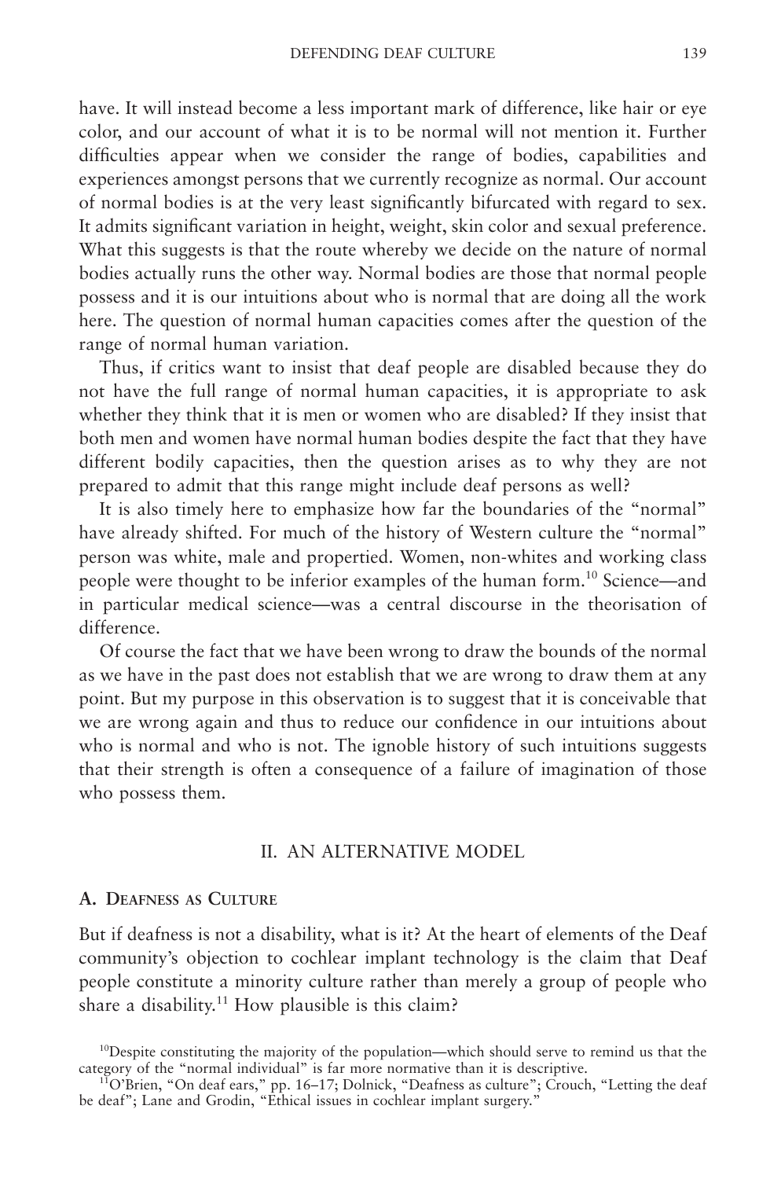have. It will instead become a less important mark of difference, like hair or eye color, and our account of what it is to be normal will not mention it. Further difficulties appear when we consider the range of bodies, capabilities and experiences amongst persons that we currently recognize as normal. Our account of normal bodies is at the very least significantly bifurcated with regard to sex. It admits significant variation in height, weight, skin color and sexual preference. What this suggests is that the route whereby we decide on the nature of normal bodies actually runs the other way. Normal bodies are those that normal people possess and it is our intuitions about who is normal that are doing all the work here. The question of normal human capacities comes after the question of the range of normal human variation.

Thus, if critics want to insist that deaf people are disabled because they do not have the full range of normal human capacities, it is appropriate to ask whether they think that it is men or women who are disabled? If they insist that both men and women have normal human bodies despite the fact that they have different bodily capacities, then the question arises as to why they are not prepared to admit that this range might include deaf persons as well?

It is also timely here to emphasize how far the boundaries of the "normal" have already shifted. For much of the history of Western culture the "normal" person was white, male and propertied. Women, non-whites and working class people were thought to be inferior examples of the human form.[10] Science—and in particular medical science—was a central discourse in the theorisation of difference.

Of course the fact that we have been wrong to draw the bounds of the normal as we have in the past does not establish that we are wrong to draw them at any point. But my purpose in this observation is to suggest that it is conceivable that we are wrong again and thus to reduce our confidence in our intuitions about who is normal and who is not. The ignoble history of such intuitions suggests that their strength is often a consequence of a failure of imagination of those who possess them.

## II. AN ALTERNATIVE MODEL

### A. Deafness as Culture

But if deafness is not a disability, what is it? At the heart of elements of the Deaf community's objection to cochlear implant technology is the claim that Deaf people constitute a minority culture rather than merely a group of people who share a disability.[11] How plausible is this claim?

[10]Despite constituting the majority of the population—which should serve to remind us that the category of the "normal individual" is far more normative than it is descriptive.

[11]O'Brien, "On deaf ears," pp. 16–17; Dolnick, "Deafness as culture"; Crouch, "Letting the deaf be deaf"; Lane and Grodin, "Ethical issues in cochlear implant surgery."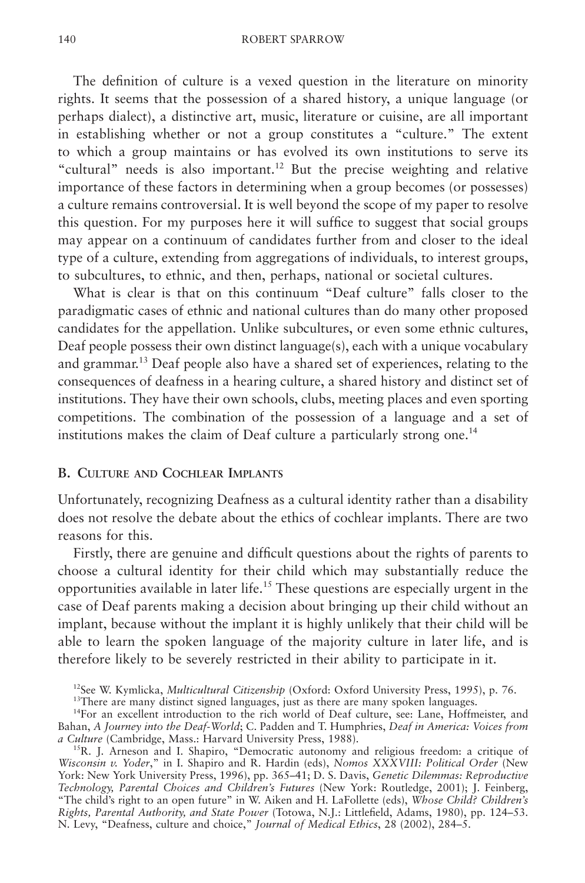The definition of culture is a vexed question in the literature on minority rights. It seems that the possession of a shared history, a unique language (or perhaps dialect), a distinctive art, music, literature or cuisine, are all important in establishing whether or not a group constitutes a "culture." The extent to which a group maintains or has evolved its own institutions to serve its "cultural" needs is also important.[12] But the precise weighting and relative importance of these factors in determining when a group becomes (or possesses) a culture remains controversial. It is well beyond the scope of my paper to resolve this question. For my purposes here it will suffice to suggest that social groups may appear on a continuum of candidates further from and closer to the ideal type of a culture, extending from aggregations of individuals, to interest groups, to subcultures, to ethnic, and then, perhaps, national or societal cultures.

What is clear is that on this continuum "Deaf culture" falls closer to the paradigmatic cases of ethnic and national cultures than do many other proposed candidates for the appellation. Unlike subcultures, or even some ethnic cultures, Deaf people possess their own distinct language(s), each with a unique vocabulary and grammar.[13] Deaf people also have a shared set of experiences, relating to the consequences of deafness in a hearing culture, a shared history and distinct set of institutions. They have their own schools, clubs, meeting places and even sporting competitions. The combination of the possession of a language and a set of institutions makes the claim of Deaf culture a particularly strong one.[14]

### B. Culture and Cochlear Implants

Unfortunately, recognizing Deafness as a cultural identity rather than a disability does not resolve the debate about the ethics of cochlear implants. There are two reasons for this.

Firstly, there are genuine and difficult questions about the rights of parents to choose a cultural identity for their child which may substantially reduce the opportunities available in later life.[15] These questions are especially urgent in the case of Deaf parents making a decision about bringing up their child without an implant, because without the implant it is highly unlikely that their child will be able to learn the spoken language of the majority culture in later life, and is therefore likely to be severely restricted in their ability to participate in it.

[12] See W. Kymlicka, *Multicultural Citizenship* (Oxford: Oxford University Press, 1995), p. 76.

[13] There are many distinct signed languages, just as there are many spoken languages.

[14] For an excellent introduction to the rich world of Deaf culture, see: Lane, Hoffmeister, and Bahan, *A Journey into the Deaf-World*; C. Padden and T. Humphries, *Deaf in America: Voices from a Culture* (Cambridge, Mass.: Harvard University Press, 1988).

[15] R. J. Arneson and I. Shapiro, "Democratic autonomy and religious freedom: a critique of *Wisconsin v. Yoder*," in I. Shapiro and R. Hardin (eds), *Nomos XXXVIII: Political Order* (New York: New York University Press, 1996), pp. 365–41; D. S. Davis, *Genetic Dilemmas: Reproductive Technology, Parental Choices and Children's Futures* (New York: Routledge, 2001); J. Feinberg, "The child's right to an open future" in W. Aiken and H. LaFollette (eds), *Whose Child? Children's Rights, Parental Authority, and State Power* (Totowa, N.J.: Littlefield, Adams, 1980), pp. 124–53. N. Levy, "Deafness, culture and choice," *Journal of Medical Ethics*, 28 (2002), 284–5.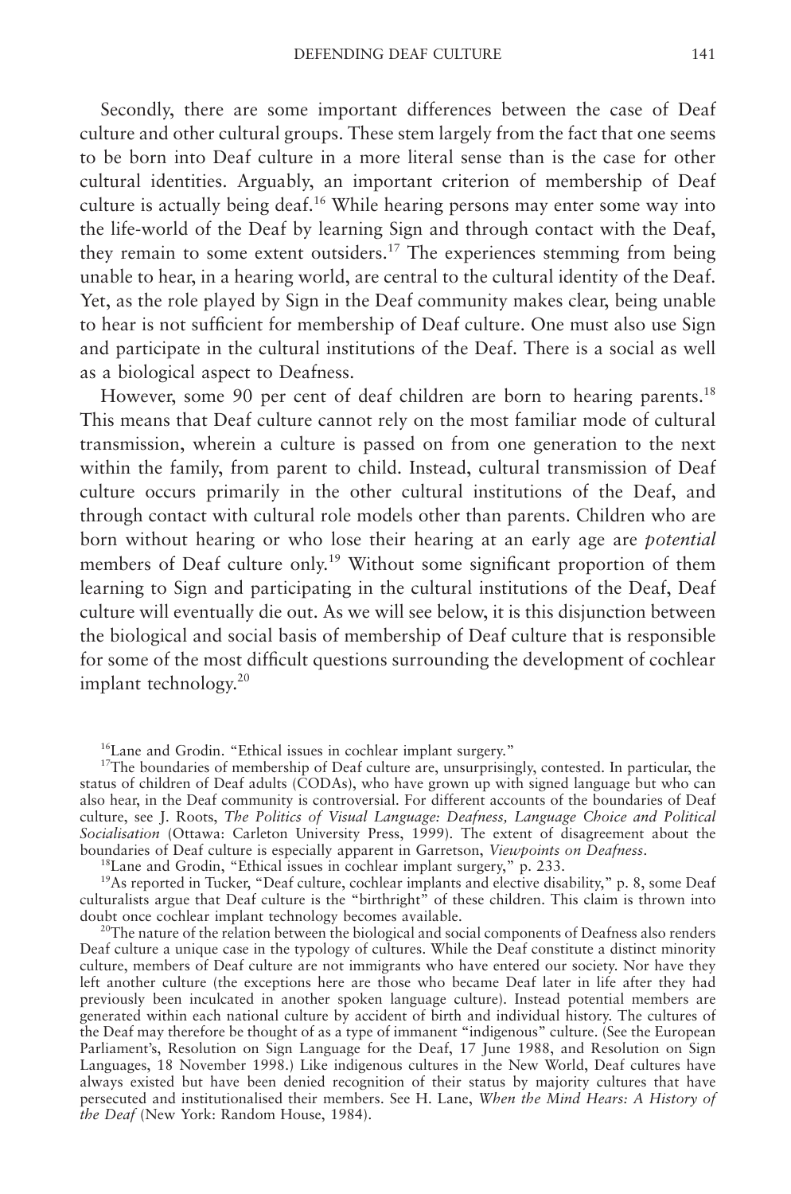Secondly, there are some important differences between the case of Deaf culture and other cultural groups. These stem largely from the fact that one seems to be born into Deaf culture in a more literal sense than is the case for other cultural identities. Arguably, an important criterion of membership of Deaf culture is actually being deaf.[16] While hearing persons may enter some way into the life-world of the Deaf by learning Sign and through contact with the Deaf, they remain to some extent outsiders.[17] The experiences stemming from being unable to hear, in a hearing world, are central to the cultural identity of the Deaf. Yet, as the role played by Sign in the Deaf community makes clear, being unable to hear is not sufficient for membership of Deaf culture. One must also use Sign and participate in the cultural institutions of the Deaf. There is a social as well as a biological aspect to Deafness.

However, some 90 per cent of deaf children are born to hearing parents.[18] This means that Deaf culture cannot rely on the most familiar mode of cultural transmission, wherein a culture is passed on from one generation to the next within the family, from parent to child. Instead, cultural transmission of Deaf culture occurs primarily in the other cultural institutions of the Deaf, and through contact with cultural role models other than parents. Children who are born without hearing or who lose their hearing at an early age are *potential* members of Deaf culture only.[19] Without some significant proportion of them learning to Sign and participating in the cultural institutions of the Deaf, Deaf culture will eventually die out. As we will see below, it is this disjunction between the biological and social basis of membership of Deaf culture that is responsible for some of the most difficult questions surrounding the development of cochlear implant technology.[20]

[16]Lane and Grodin. "Ethical issues in cochlear implant surgery."

[17]The boundaries of membership of Deaf culture are, unsurprisingly, contested. In particular, the status of children of Deaf adults (CODAs), who have grown up with signed language but who can also hear, in the Deaf community is controversial. For different accounts of the boundaries of Deaf culture, see J. Roots, *The Politics of Visual Language: Deafness, Language Choice and Political Socialisation* (Ottawa: Carleton University Press, 1999). The extent of disagreement about the boundaries of Deaf culture is especially apparent in Garretson, *Viewpoints on Deafness*.

[18]Lane and Grodin, "Ethical issues in cochlear implant surgery," p. 233.

[19]As reported in Tucker, "Deaf culture, cochlear implants and elective disability," p. 8, some Deaf culturalists argue that Deaf culture is the "birthright" of these children. This claim is thrown into doubt once cochlear implant technology becomes available.

[20]The nature of the relation between the biological and social components of Deafness also renders Deaf culture a unique case in the typology of cultures. While the Deaf constitute a distinct minority culture, members of Deaf culture are not immigrants who have entered our society. Nor have they left another culture (the exceptions here are those who became Deaf later in life after they had previously been inculcated in another spoken language culture). Instead potential members are generated within each national culture by accident of birth and individual history. The cultures of the Deaf may therefore be thought of as a type of immanent "indigenous" culture. (See the European Parliament's, Resolution on Sign Language for the Deaf, 17 June 1988, and Resolution on Sign Languages, 18 November 1998.) Like indigenous cultures in the New World, Deaf cultures have always existed but have been denied recognition of their status by majority cultures that have persecuted and institutionalised their members. See H. Lane, *When the Mind Hears: A History of the Deaf* (New York: Random House, 1984).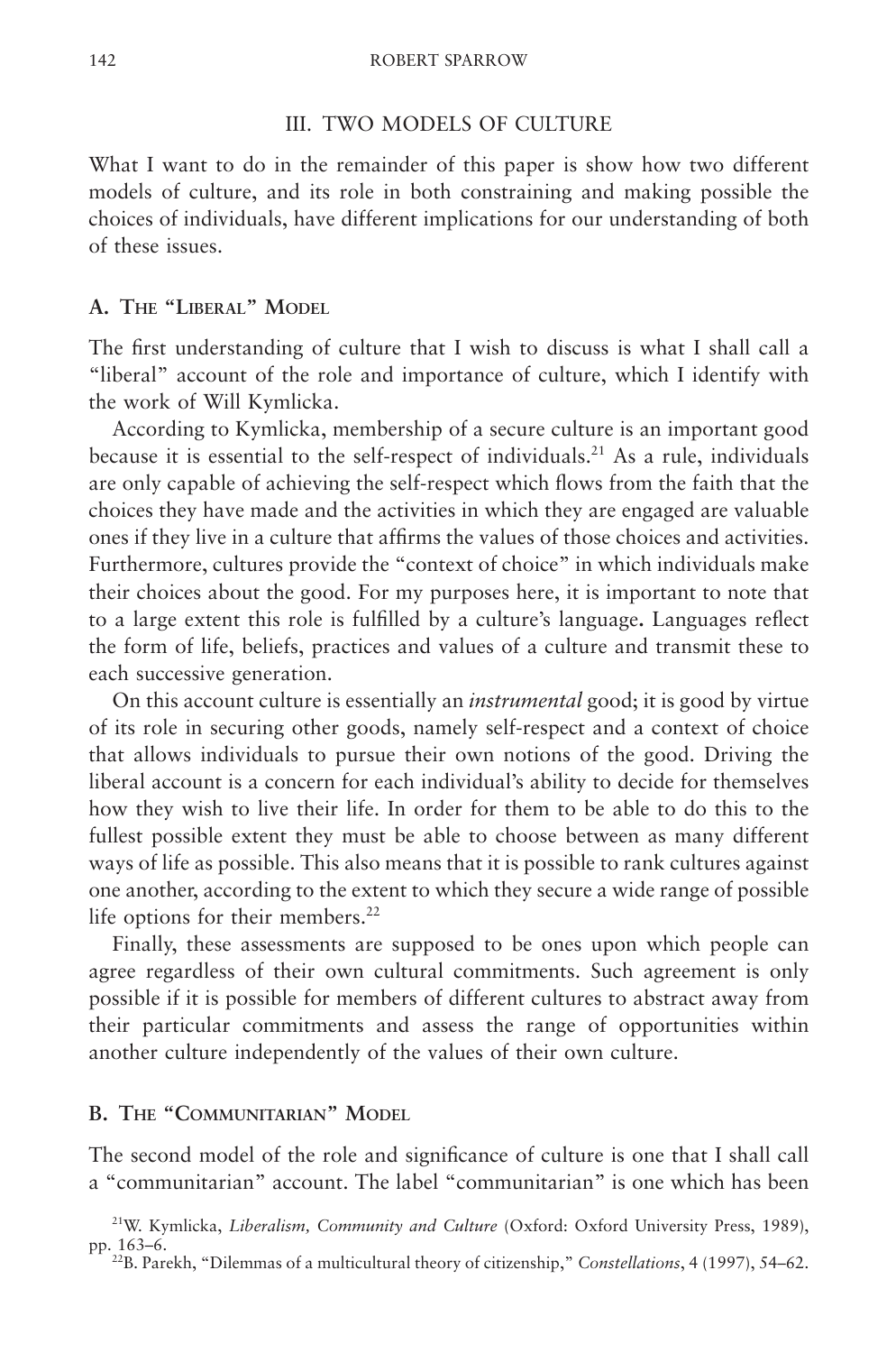## III. TWO MODELS OF CULTURE

What I want to do in the remainder of this paper is show how two different models of culture, and its role in both constraining and making possible the choices of individuals, have different implications for our understanding of both of these issues.

### A. The "Liberal" Model

The first understanding of culture that I wish to discuss is what I shall call a "liberal" account of the role and importance of culture, which I identify with the work of Will Kymlicka.

According to Kymlicka, membership of a secure culture is an important good because it is essential to the self-respect of individuals.[21] As a rule, individuals are only capable of achieving the self-respect which flows from the faith that the choices they have made and the activities in which they are engaged are valuable ones if they live in a culture that affirms the values of those choices and activities. Furthermore, cultures provide the "context of choice" in which individuals make their choices about the good. For my purposes here, it is important to note that to a large extent this role is fulfilled by a culture's language**.** Languages reflect the form of life, beliefs, practices and values of a culture and transmit these to each successive generation.

On this account culture is essentially an *instrumental* good; it is good by virtue of its role in securing other goods, namely self-respect and a context of choice that allows individuals to pursue their own notions of the good. Driving the liberal account is a concern for each individual's ability to decide for themselves how they wish to live their life. In order for them to be able to do this to the fullest possible extent they must be able to choose between as many different ways of life as possible. This also means that it is possible to rank cultures against one another, according to the extent to which they secure a wide range of possible life options for their members.[22]

Finally, these assessments are supposed to be ones upon which people can agree regardless of their own cultural commitments. Such agreement is only possible if it is possible for members of different cultures to abstract away from their particular commitments and assess the range of opportunities within another culture independently of the values of their own culture.

### B. The "Communitarian" Model

The second model of the role and significance of culture is one that I shall call a "communitarian" account. The label "communitarian" is one which has been

[21] W. Kymlicka, *Liberalism, Community and Culture* (Oxford: Oxford University Press, 1989), pp. 163–6.

[22] B. Parekh, "Dilemmas of a multicultural theory of citizenship," *Constellations*, 4 (1997), 54–62.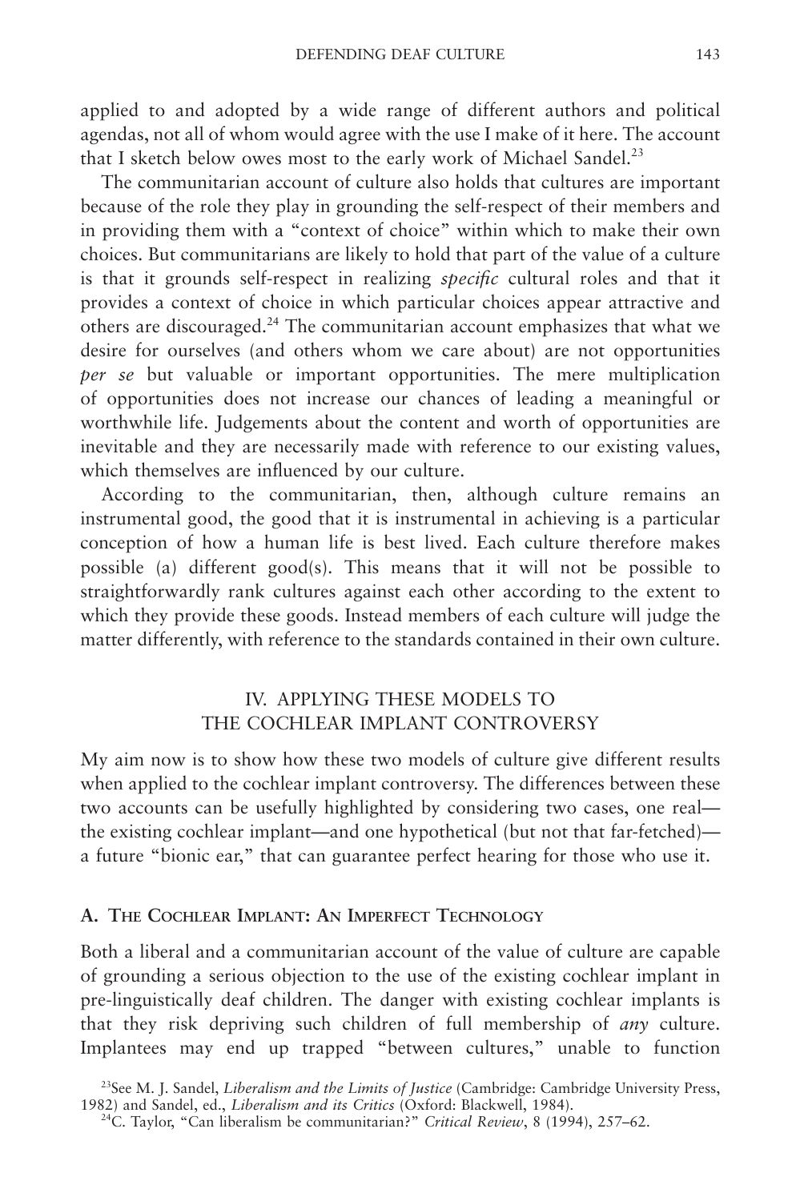applied to and adopted by a wide range of different authors and political agendas, not all of whom would agree with the use I make of it here. The account that I sketch below owes most to the early work of Michael Sandel.[23]

The communitarian account of culture also holds that cultures are important because of the role they play in grounding the self-respect of their members and in providing them with a "context of choice" within which to make their own choices. But communitarians are likely to hold that part of the value of a culture is that it grounds self-respect in realizing *specific* cultural roles and that it provides a context of choice in which particular choices appear attractive and others are discouraged.[24] The communitarian account emphasizes that what we desire for ourselves (and others whom we care about) are not opportunities *per se* but valuable or important opportunities. The mere multiplication of opportunities does not increase our chances of leading a meaningful or worthwhile life. Judgements about the content and worth of opportunities are inevitable and they are necessarily made with reference to our existing values, which themselves are influenced by our culture.

According to the communitarian, then, although culture remains an instrumental good, the good that it is instrumental in achieving is a particular conception of how a human life is best lived. Each culture therefore makes possible (a) different good(s). This means that it will not be possible to straightforwardly rank cultures against each other according to the extent to which they provide these goods. Instead members of each culture will judge the matter differently, with reference to the standards contained in their own culture.

## IV. APPLYING THESE MODELS TO THE COCHLEAR IMPLANT CONTROVERSY

My aim now is to show how these two models of culture give different results when applied to the cochlear implant controversy. The differences between these two accounts can be usefully highlighted by considering two cases, one real—the existing cochlear implant—and one hypothetical (but not that far-fetched)—a future "bionic ear," that can guarantee perfect hearing for those who use it.

### A. The Cochlear Implant: An Imperfect Technology

Both a liberal and a communitarian account of the value of culture are capable of grounding a serious objection to the use of the existing cochlear implant in pre-linguistically deaf children. The danger with existing cochlear implants is that they risk depriving such children of full membership of *any* culture. Implantees may end up trapped "between cultures," unable to function

[23]See M. J. Sandel, *Liberalism and the Limits of Justice* (Cambridge: Cambridge University Press, 1982) and Sandel, ed., *Liberalism and its Critics* (Oxford: Blackwell, 1984).

[24]C. Taylor, "Can liberalism be communitarian?" *Critical Review*, 8 (1994), 257–62.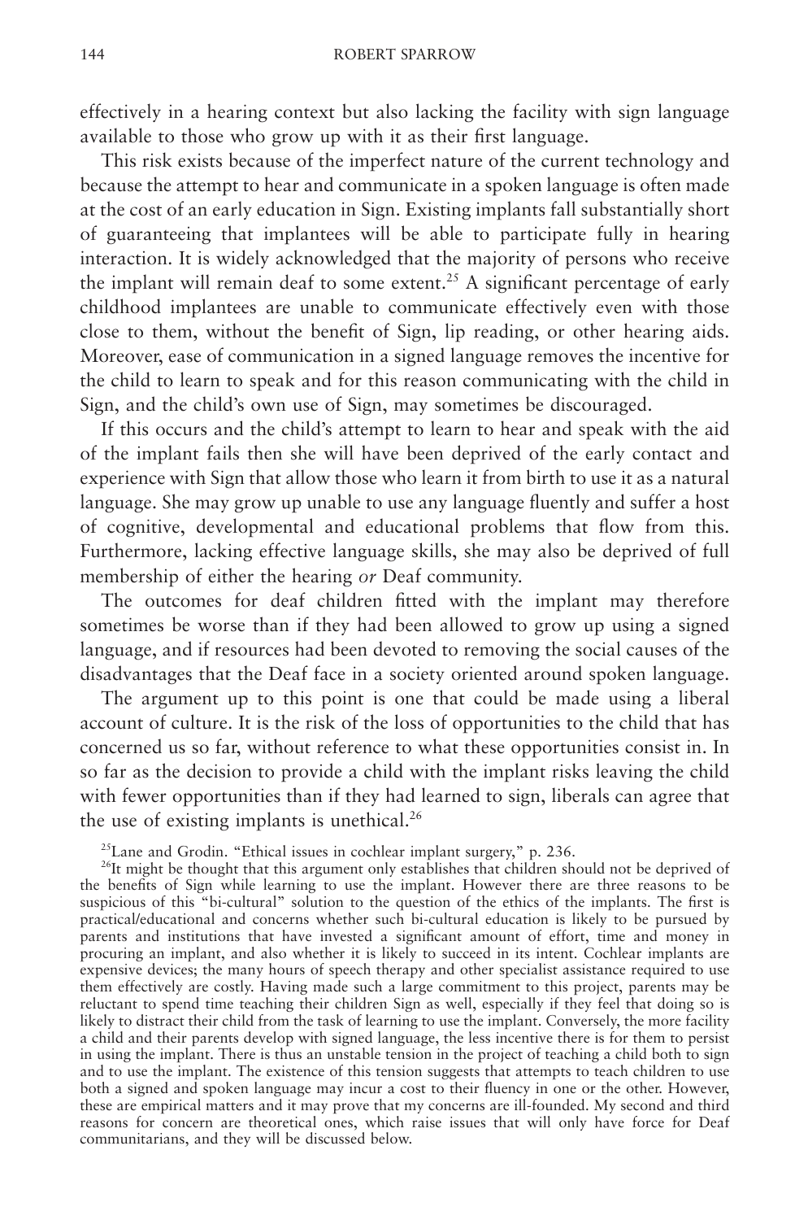effectively in a hearing context but also lacking the facility with sign language available to those who grow up with it as their first language.

This risk exists because of the imperfect nature of the current technology and because the attempt to hear and communicate in a spoken language is often made at the cost of an early education in Sign. Existing implants fall substantially short of guaranteeing that implantees will be able to participate fully in hearing interaction. It is widely acknowledged that the majority of persons who receive the implant will remain deaf to some extent.[25] A significant percentage of early childhood implantees are unable to communicate effectively even with those close to them, without the benefit of Sign, lip reading, or other hearing aids. Moreover, ease of communication in a signed language removes the incentive for the child to learn to speak and for this reason communicating with the child in Sign, and the child's own use of Sign, may sometimes be discouraged.

If this occurs and the child's attempt to learn to hear and speak with the aid of the implant fails then she will have been deprived of the early contact and experience with Sign that allow those who learn it from birth to use it as a natural language. She may grow up unable to use any language fluently and suffer a host of cognitive, developmental and educational problems that flow from this. Furthermore, lacking effective language skills, she may also be deprived of full membership of either the hearing *or* Deaf community.

The outcomes for deaf children fitted with the implant may therefore sometimes be worse than if they had been allowed to grow up using a signed language, and if resources had been devoted to removing the social causes of the disadvantages that the Deaf face in a society oriented around spoken language.

The argument up to this point is one that could be made using a liberal account of culture. It is the risk of the loss of opportunities to the child that has concerned us so far, without reference to what these opportunities consist in. In so far as the decision to provide a child with the implant risks leaving the child with fewer opportunities than if they had learned to sign, liberals can agree that the use of existing implants is unethical.[26]

[25] Lane and Grodin. "Ethical issues in cochlear implant surgery," p. 236.

[26] It might be thought that this argument only establishes that children should not be deprived of the benefits of Sign while learning to use the implant. However there are three reasons to be suspicious of this "bi-cultural" solution to the question of the ethics of the implants. The first is practical/educational and concerns whether such bi-cultural education is likely to be pursued by parents and institutions that have invested a significant amount of effort, time and money in procuring an implant, and also whether it is likely to succeed in its intent. Cochlear implants are expensive devices; the many hours of speech therapy and other specialist assistance required to use them effectively are costly. Having made such a large commitment to this project, parents may be reluctant to spend time teaching their children Sign as well, especially if they feel that doing so is likely to distract their child from the task of learning to use the implant. Conversely, the more facility a child and their parents develop with signed language, the less incentive there is for them to persist in using the implant. There is thus an unstable tension in the project of teaching a child both to sign and to use the implant. The existence of this tension suggests that attempts to teach children to use both a signed and spoken language may incur a cost to their fluency in one or the other. However, these are empirical matters and it may prove that my concerns are ill-founded. My second and third reasons for concern are theoretical ones, which raise issues that will only have force for Deaf communitarians, and they will be discussed below.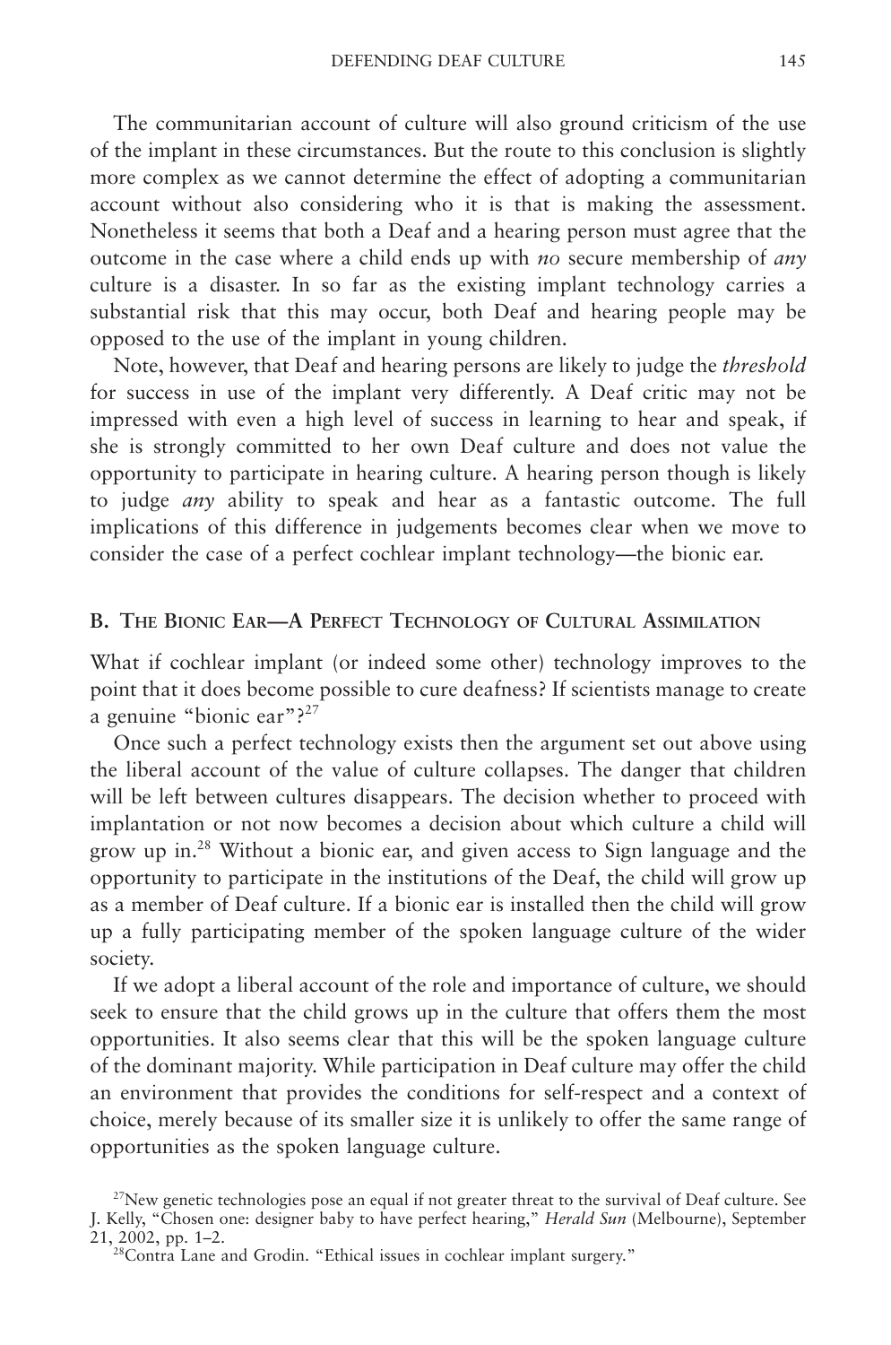The communitarian account of culture will also ground criticism of the use of the implant in these circumstances. But the route to this conclusion is slightly more complex as we cannot determine the effect of adopting a communitarian account without also considering who it is that is making the assessment. Nonetheless it seems that both a Deaf and a hearing person must agree that the outcome in the case where a child ends up with *no* secure membership of *any* culture is a disaster. In so far as the existing implant technology carries a substantial risk that this may occur, both Deaf and hearing people may be opposed to the use of the implant in young children.

Note, however, that Deaf and hearing persons are likely to judge the *threshold* for success in use of the implant very differently. A Deaf critic may not be impressed with even a high level of success in learning to hear and speak, if she is strongly committed to her own Deaf culture and does not value the opportunity to participate in hearing culture. A hearing person though is likely to judge *any* ability to speak and hear as a fantastic outcome. The full implications of this difference in judgements becomes clear when we move to consider the case of a perfect cochlear implant technology—the bionic ear.

### B. The Bionic Ear—A Perfect Technology of Cultural Assimilation

What if cochlear implant (or indeed some other) technology improves to the point that it does become possible to cure deafness? If scientists manage to create a genuine "bionic ear"?[27]

Once such a perfect technology exists then the argument set out above using the liberal account of the value of culture collapses. The danger that children will be left between cultures disappears. The decision whether to proceed with implantation or not now becomes a decision about which culture a child will grow up in.[28] Without a bionic ear, and given access to Sign language and the opportunity to participate in the institutions of the Deaf, the child will grow up as a member of Deaf culture. If a bionic ear is installed then the child will grow up a fully participating member of the spoken language culture of the wider society.

If we adopt a liberal account of the role and importance of culture, we should seek to ensure that the child grows up in the culture that offers them the most opportunities. It also seems clear that this will be the spoken language culture of the dominant majority. While participation in Deaf culture may offer the child an environment that provides the conditions for self-respect and a context of choice, merely because of its smaller size it is unlikely to offer the same range of opportunities as the spoken language culture.

[27] New genetic technologies pose an equal if not greater threat to the survival of Deaf culture. See J. Kelly, "Chosen one: designer baby to have perfect hearing," *Herald Sun* (Melbourne), September 21, 2002, pp. 1–2.

[28] Contra Lane and Grodin. "Ethical issues in cochlear implant surgery."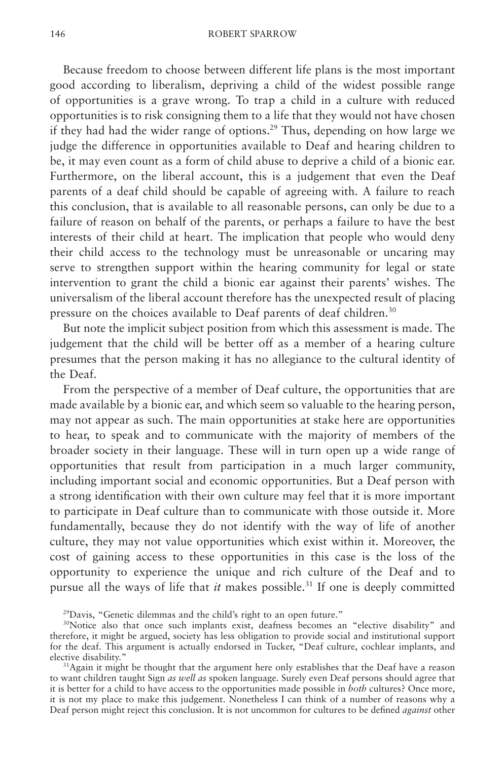Because freedom to choose between different life plans is the most important good according to liberalism, depriving a child of the widest possible range of opportunities is a grave wrong. To trap a child in a culture with reduced opportunities is to risk consigning them to a life that they would not have chosen if they had had the wider range of options.[29] Thus, depending on how large we judge the difference in opportunities available to Deaf and hearing children to be, it may even count as a form of child abuse to deprive a child of a bionic ear. Furthermore, on the liberal account, this is a judgement that even the Deaf parents of a deaf child should be capable of agreeing with. A failure to reach this conclusion, that is available to all reasonable persons, can only be due to a failure of reason on behalf of the parents, or perhaps a failure to have the best interests of their child at heart. The implication that people who would deny their child access to the technology must be unreasonable or uncaring may serve to strengthen support within the hearing community for legal or state intervention to grant the child a bionic ear against their parents' wishes. The universalism of the liberal account therefore has the unexpected result of placing pressure on the choices available to Deaf parents of deaf children.[30]

But note the implicit subject position from which this assessment is made. The judgement that the child will be better off as a member of a hearing culture presumes that the person making it has no allegiance to the cultural identity of the Deaf.

From the perspective of a member of Deaf culture, the opportunities that are made available by a bionic ear, and which seem so valuable to the hearing person, may not appear as such. The main opportunities at stake here are opportunities to hear, to speak and to communicate with the majority of members of the broader society in their language. These will in turn open up a wide range of opportunities that result from participation in a much larger community, including important social and economic opportunities. But a Deaf person with a strong identification with their own culture may feel that it is more important to participate in Deaf culture than to communicate with those outside it. More fundamentally, because they do not identify with the way of life of another culture, they may not value opportunities which exist within it. Moreover, the cost of gaining access to these opportunities in this case is the loss of the opportunity to experience the unique and rich culture of the Deaf and to pursue all the ways of life that *it* makes possible.[31] If one is deeply committed

[29] Davis, "Genetic dilemmas and the child's right to an open future."

[30] Notice also that once such implants exist, deafness becomes an "elective disability" and therefore, it might be argued, society has less obligation to provide social and institutional support for the deaf. This argument is actually endorsed in Tucker, "Deaf culture, cochlear implants, and elective disability."

[31] Again it might be thought that the argument here only establishes that the Deaf have a reason to want children taught Sign *as well as* spoken language. Surely even Deaf persons should agree that it is better for a child to have access to the opportunities made possible in *both* cultures? Once more, it is not my place to make this judgement. Nonetheless I can think of a number of reasons why a Deaf person might reject this conclusion. It is not uncommon for cultures to be defined *against* other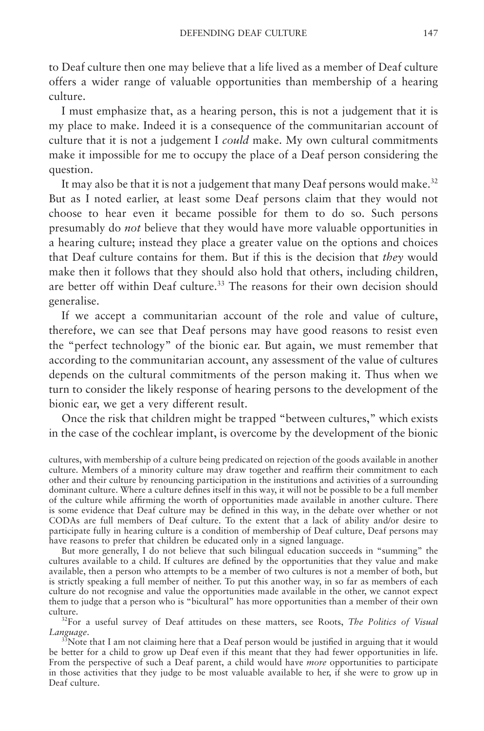to Deaf culture then one may believe that a life lived as a member of Deaf culture offers a wider range of valuable opportunities than membership of a hearing culture.

I must emphasize that, as a hearing person, this is not a judgement that it is my place to make. Indeed it is a consequence of the communitarian account of culture that it is not a judgement I *could* make. My own cultural commitments make it impossible for me to occupy the place of a Deaf person considering the question.

It may also be that it is not a judgement that many Deaf persons would make.[32] But as I noted earlier, at least some Deaf persons claim that they would not choose to hear even it became possible for them to do so. Such persons presumably do *not* believe that they would have more valuable opportunities in a hearing culture; instead they place a greater value on the options and choices that Deaf culture contains for them. But if this is the decision that *they* would make then it follows that they should also hold that others, including children, are better off within Deaf culture.[33] The reasons for their own decision should generalise.

If we accept a communitarian account of the role and value of culture, therefore, we can see that Deaf persons may have good reasons to resist even the "perfect technology" of the bionic ear. But again, we must remember that according to the communitarian account, any assessment of the value of cultures depends on the cultural commitments of the person making it. Thus when we turn to consider the likely response of hearing persons to the development of the bionic ear, we get a very different result.

Once the risk that children might be trapped "between cultures," which exists in the case of the cochlear implant, is overcome by the development of the bionic

cultures, with membership of a culture being predicated on rejection of the goods available in another culture. Members of a minority culture may draw together and reaffirm their commitment to each other and their culture by renouncing participation in the institutions and activities of a surrounding dominant culture. Where a culture defines itself in this way, it will not be possible to be a full member of the culture while affirming the worth of opportunities made available in another culture. There is some evidence that Deaf culture may be defined in this way, in the debate over whether or not CODAs are full members of Deaf culture. To the extent that a lack of ability and/or desire to participate fully in hearing culture is a condition of membership of Deaf culture, Deaf persons may have reasons to prefer that children be educated only in a signed language.

But more generally, I do not believe that such bilingual education succeeds in "summing" the cultures available to a child. If cultures are defined by the opportunities that they value and make available, then a person who attempts to be a member of two cultures is not a member of both, but is strictly speaking a full member of neither. To put this another way, in so far as members of each culture do not recognise and value the opportunities made available in the other, we cannot expect them to judge that a person who is "bicultural" has more opportunities than a member of their own culture.

[32]For a useful survey of Deaf attitudes on these matters, see Roots, *The Politics of Visual Language*.

[33]Note that I am not claiming here that a Deaf person would be justified in arguing that it would be better for a child to grow up Deaf even if this meant that they had fewer opportunities in life. From the perspective of such a Deaf parent, a child would have *more* opportunities to participate in those activities that they judge to be most valuable available to her, if she were to grow up in Deaf culture.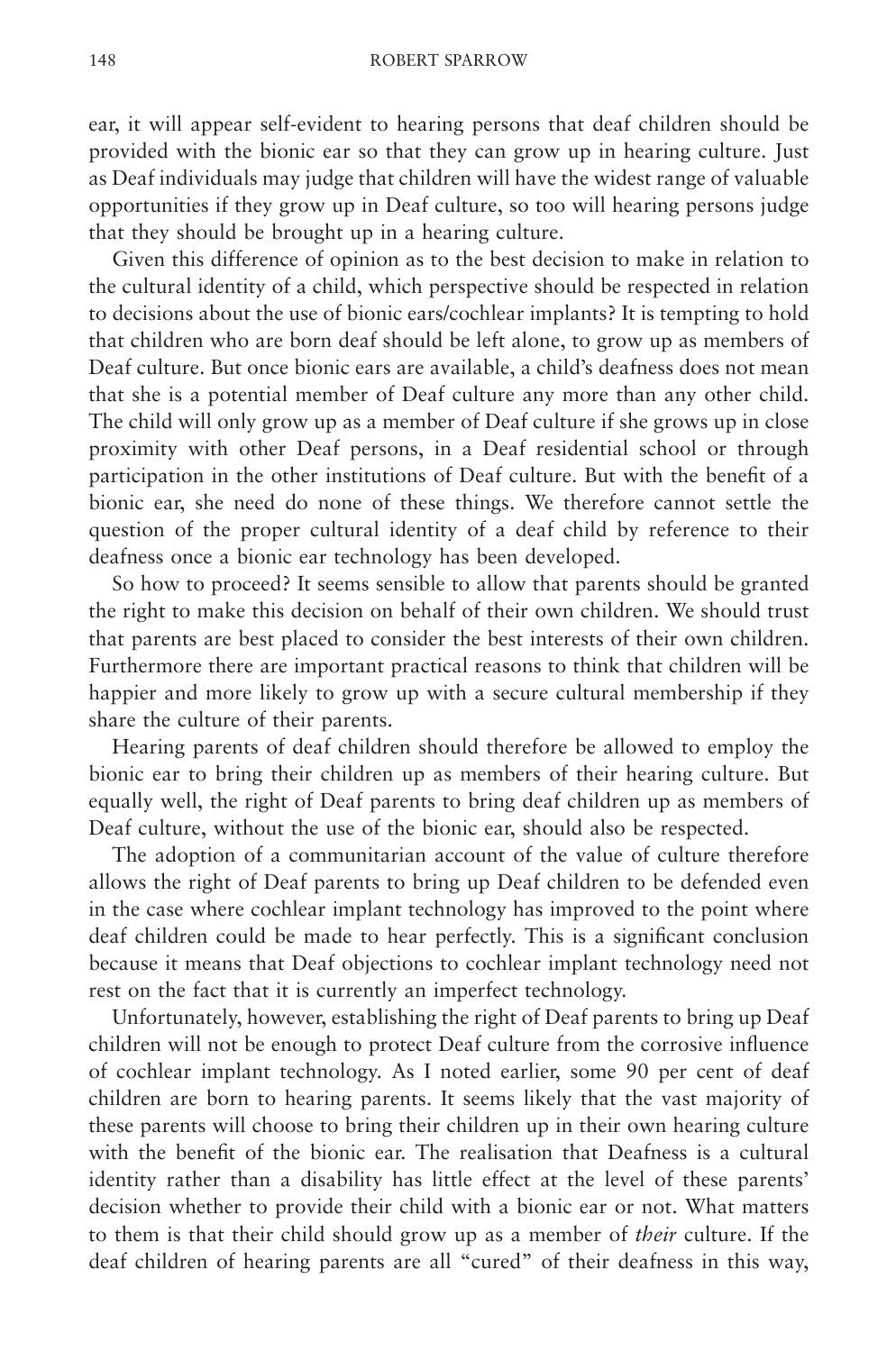ear, it will appear self-evident to hearing persons that deaf children should be provided with the bionic ear so that they can grow up in hearing culture. Just as Deaf individuals may judge that children will have the widest range of valuable opportunities if they grow up in Deaf culture, so too will hearing persons judge that they should be brought up in a hearing culture.

Given this difference of opinion as to the best decision to make in relation to the cultural identity of a child, which perspective should be respected in relation to decisions about the use of bionic ears/cochlear implants? It is tempting to hold that children who are born deaf should be left alone, to grow up as members of Deaf culture. But once bionic ears are available, a child's deafness does not mean that she is a potential member of Deaf culture any more than any other child. The child will only grow up as a member of Deaf culture if she grows up in close proximity with other Deaf persons, in a Deaf residential school or through participation in the other institutions of Deaf culture. But with the benefit of a bionic ear, she need do none of these things. We therefore cannot settle the question of the proper cultural identity of a deaf child by reference to their deafness once a bionic ear technology has been developed.

So how to proceed? It seems sensible to allow that parents should be granted the right to make this decision on behalf of their own children. We should trust that parents are best placed to consider the best interests of their own children. Furthermore there are important practical reasons to think that children will be happier and more likely to grow up with a secure cultural membership if they share the culture of their parents.

Hearing parents of deaf children should therefore be allowed to employ the bionic ear to bring their children up as members of their hearing culture. But equally well, the right of Deaf parents to bring deaf children up as members of Deaf culture, without the use of the bionic ear, should also be respected.

The adoption of a communitarian account of the value of culture therefore allows the right of Deaf parents to bring up Deaf children to be defended even in the case where cochlear implant technology has improved to the point where deaf children could be made to hear perfectly. This is a significant conclusion because it means that Deaf objections to cochlear implant technology need not rest on the fact that it is currently an imperfect technology.

Unfortunately, however, establishing the right of Deaf parents to bring up Deaf children will not be enough to protect Deaf culture from the corrosive influence of cochlear implant technology. As I noted earlier, some 90 per cent of deaf children are born to hearing parents. It seems likely that the vast majority of these parents will choose to bring their children up in their own hearing culture with the benefit of the bionic ear. The realisation that Deafness is a cultural identity rather than a disability has little effect at the level of these parents' decision whether to provide their child with a bionic ear or not. What matters to them is that their child should grow up as a member of *their* culture. If the deaf children of hearing parents are all "cured" of their deafness in this way,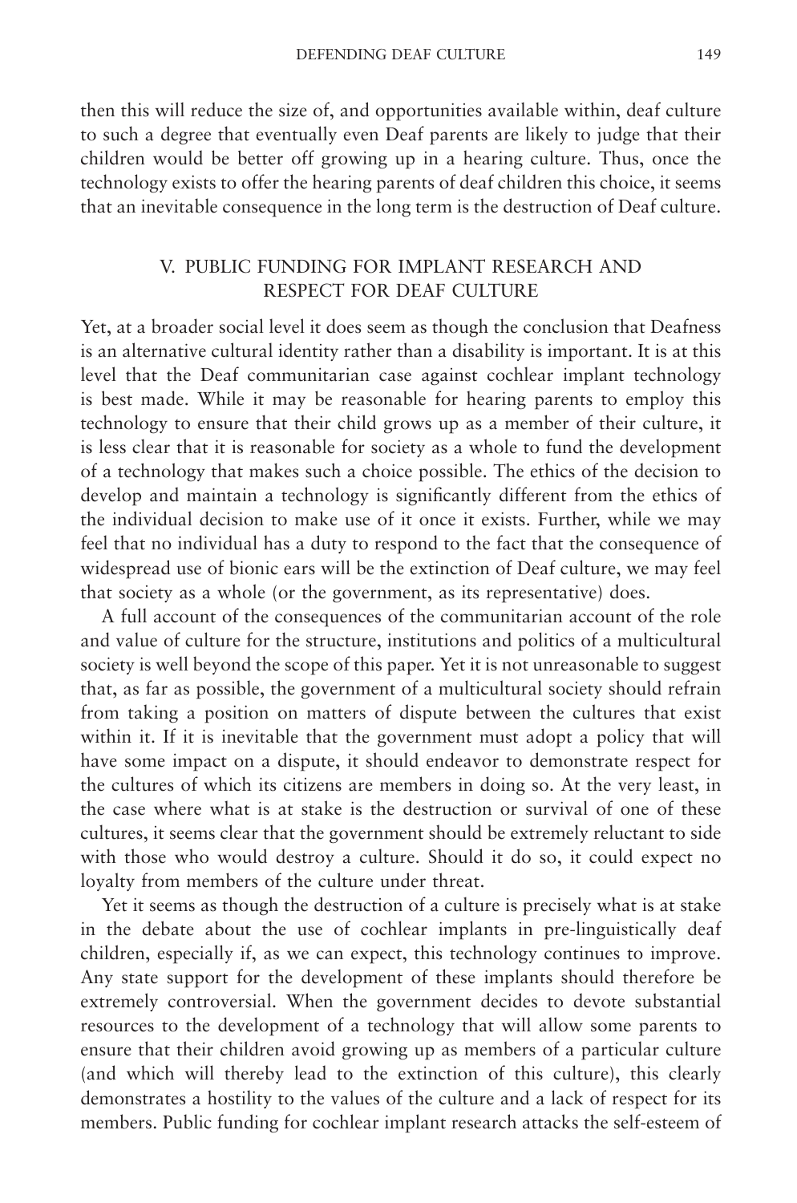then this will reduce the size of, and opportunities available within, deaf culture to such a degree that eventually even Deaf parents are likely to judge that their children would be better off growing up in a hearing culture. Thus, once the technology exists to offer the hearing parents of deaf children this choice, it seems that an inevitable consequence in the long term is the destruction of Deaf culture.

## V. PUBLIC FUNDING FOR IMPLANT RESEARCH AND RESPECT FOR DEAF CULTURE

Yet, at a broader social level it does seem as though the conclusion that Deafness is an alternative cultural identity rather than a disability is important. It is at this level that the Deaf communitarian case against cochlear implant technology is best made. While it may be reasonable for hearing parents to employ this technology to ensure that their child grows up as a member of their culture, it is less clear that it is reasonable for society as a whole to fund the development of a technology that makes such a choice possible. The ethics of the decision to develop and maintain a technology is significantly different from the ethics of the individual decision to make use of it once it exists. Further, while we may feel that no individual has a duty to respond to the fact that the consequence of widespread use of bionic ears will be the extinction of Deaf culture, we may feel that society as a whole (or the government, as its representative) does.

A full account of the consequences of the communitarian account of the role and value of culture for the structure, institutions and politics of a multicultural society is well beyond the scope of this paper. Yet it is not unreasonable to suggest that, as far as possible, the government of a multicultural society should refrain from taking a position on matters of dispute between the cultures that exist within it. If it is inevitable that the government must adopt a policy that will have some impact on a dispute, it should endeavor to demonstrate respect for the cultures of which its citizens are members in doing so. At the very least, in the case where what is at stake is the destruction or survival of one of these cultures, it seems clear that the government should be extremely reluctant to side with those who would destroy a culture. Should it do so, it could expect no loyalty from members of the culture under threat.

Yet it seems as though the destruction of a culture is precisely what is at stake in the debate about the use of cochlear implants in pre-linguistically deaf children, especially if, as we can expect, this technology continues to improve. Any state support for the development of these implants should therefore be extremely controversial. When the government decides to devote substantial resources to the development of a technology that will allow some parents to ensure that their children avoid growing up as members of a particular culture (and which will thereby lead to the extinction of this culture), this clearly demonstrates a hostility to the values of the culture and a lack of respect for its members. Public funding for cochlear implant research attacks the self-esteem of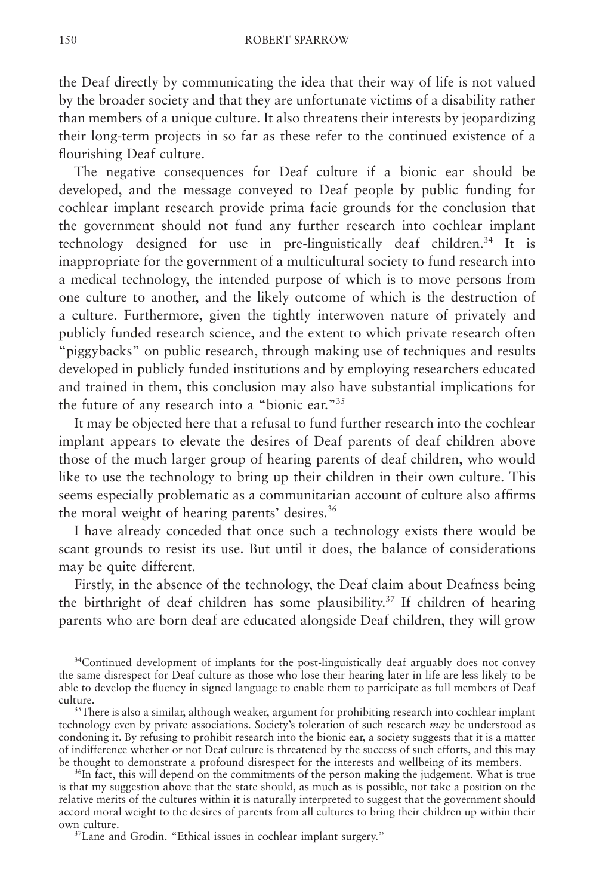the Deaf directly by communicating the idea that their way of life is not valued by the broader society and that they are unfortunate victims of a disability rather than members of a unique culture. It also threatens their interests by jeopardizing their long-term projects in so far as these refer to the continued existence of a flourishing Deaf culture.

The negative consequences for Deaf culture if a bionic ear should be developed, and the message conveyed to Deaf people by public funding for cochlear implant research provide prima facie grounds for the conclusion that the government should not fund any further research into cochlear implant technology designed for use in pre-linguistically deaf children.[34] It is inappropriate for the government of a multicultural society to fund research into a medical technology, the intended purpose of which is to move persons from one culture to another, and the likely outcome of which is the destruction of a culture. Furthermore, given the tightly interwoven nature of privately and publicly funded research science, and the extent to which private research often "piggybacks" on public research, through making use of techniques and results developed in publicly funded institutions and by employing researchers educated and trained in them, this conclusion may also have substantial implications for the future of any research into a "bionic ear."[35]

It may be objected here that a refusal to fund further research into the cochlear implant appears to elevate the desires of Deaf parents of deaf children above those of the much larger group of hearing parents of deaf children, who would like to use the technology to bring up their children in their own culture. This seems especially problematic as a communitarian account of culture also affirms the moral weight of hearing parents' desires.[36]

I have already conceded that once such a technology exists there would be scant grounds to resist its use. But until it does, the balance of considerations may be quite different.

Firstly, in the absence of the technology, the Deaf claim about Deafness being the birthright of deaf children has some plausibility.[37] If children of hearing parents who are born deaf are educated alongside Deaf children, they will grow

[34]Continued development of implants for the post-linguistically deaf arguably does not convey the same disrespect for Deaf culture as those who lose their hearing later in life are less likely to be able to develop the fluency in signed language to enable them to participate as full members of Deaf culture.

[35]There is also a similar, although weaker, argument for prohibiting research into cochlear implant technology even by private associations. Society's toleration of such research *may* be understood as condoning it. By refusing to prohibit research into the bionic ear, a society suggests that it is a matter of indifference whether or not Deaf culture is threatened by the success of such efforts, and this may be thought to demonstrate a profound disrespect for the interests and wellbeing of its members.

[36]In fact, this will depend on the commitments of the person making the judgement. What is true is that my suggestion above that the state should, as much as is possible, not take a position on the relative merits of the cultures within it is naturally interpreted to suggest that the government should accord moral weight to the desires of parents from all cultures to bring their children up within their own culture.

[37]Lane and Grodin. "Ethical issues in cochlear implant surgery."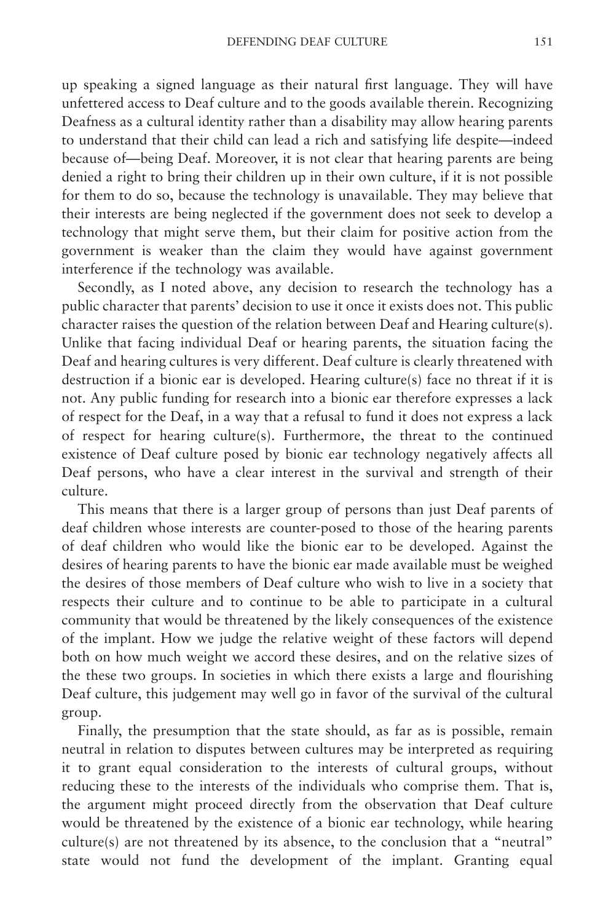up speaking a signed language as their natural first language. They will have unfettered access to Deaf culture and to the goods available therein. Recognizing Deafness as a cultural identity rather than a disability may allow hearing parents to understand that their child can lead a rich and satisfying life despite—indeed because of—being Deaf. Moreover, it is not clear that hearing parents are being denied a right to bring their children up in their own culture, if it is not possible for them to do so, because the technology is unavailable. They may believe that their interests are being neglected if the government does not seek to develop a technology that might serve them, but their claim for positive action from the government is weaker than the claim they would have against government interference if the technology was available.

Secondly, as I noted above, any decision to research the technology has a public character that parents' decision to use it once it exists does not. This public character raises the question of the relation between Deaf and Hearing culture(s). Unlike that facing individual Deaf or hearing parents, the situation facing the Deaf and hearing cultures is very different. Deaf culture is clearly threatened with destruction if a bionic ear is developed. Hearing culture(s) face no threat if it is not. Any public funding for research into a bionic ear therefore expresses a lack of respect for the Deaf, in a way that a refusal to fund it does not express a lack of respect for hearing culture(s). Furthermore, the threat to the continued existence of Deaf culture posed by bionic ear technology negatively affects all Deaf persons, who have a clear interest in the survival and strength of their culture.

This means that there is a larger group of persons than just Deaf parents of deaf children whose interests are counter-posed to those of the hearing parents of deaf children who would like the bionic ear to be developed. Against the desires of hearing parents to have the bionic ear made available must be weighed the desires of those members of Deaf culture who wish to live in a society that respects their culture and to continue to be able to participate in a cultural community that would be threatened by the likely consequences of the existence of the implant. How we judge the relative weight of these factors will depend both on how much weight we accord these desires, and on the relative sizes of the these two groups. In societies in which there exists a large and flourishing Deaf culture, this judgement may well go in favor of the survival of the cultural group.

Finally, the presumption that the state should, as far as is possible, remain neutral in relation to disputes between cultures may be interpreted as requiring it to grant equal consideration to the interests of cultural groups, without reducing these to the interests of the individuals who comprise them. That is, the argument might proceed directly from the observation that Deaf culture would be threatened by the existence of a bionic ear technology, while hearing culture(s) are not threatened by its absence, to the conclusion that a "neutral" state would not fund the development of the implant. Granting equal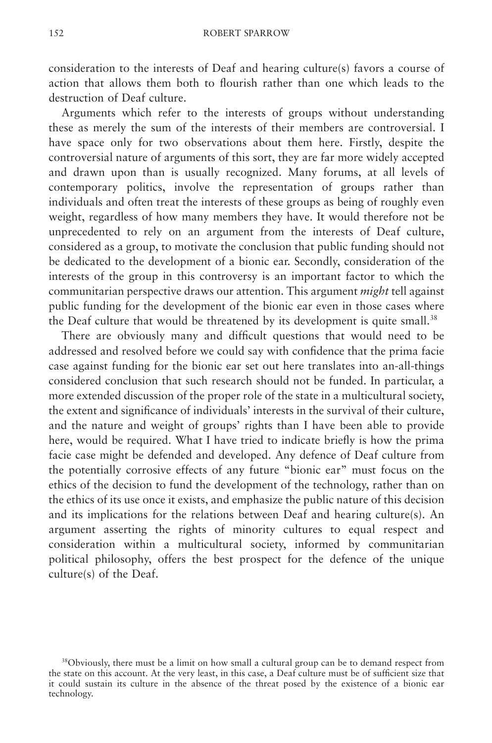consideration to the interests of Deaf and hearing culture(s) favors a course of action that allows them both to flourish rather than one which leads to the destruction of Deaf culture.

Arguments which refer to the interests of groups without understanding these as merely the sum of the interests of their members are controversial. I have space only for two observations about them here. Firstly, despite the controversial nature of arguments of this sort, they are far more widely accepted and drawn upon than is usually recognized. Many forums, at all levels of contemporary politics, involve the representation of groups rather than individuals and often treat the interests of these groups as being of roughly even weight, regardless of how many members they have. It would therefore not be unprecedented to rely on an argument from the interests of Deaf culture, considered as a group, to motivate the conclusion that public funding should not be dedicated to the development of a bionic ear. Secondly, consideration of the interests of the group in this controversy is an important factor to which the communitarian perspective draws our attention. This argument *might* tell against public funding for the development of the bionic ear even in those cases where the Deaf culture that would be threatened by its development is quite small.[38]

There are obviously many and difficult questions that would need to be addressed and resolved before we could say with confidence that the prima facie case against funding for the bionic ear set out here translates into an-all-things considered conclusion that such research should not be funded. In particular, a more extended discussion of the proper role of the state in a multicultural society, the extent and significance of individuals' interests in the survival of their culture, and the nature and weight of groups' rights than I have been able to provide here, would be required. What I have tried to indicate briefly is how the prima facie case might be defended and developed. Any defence of Deaf culture from the potentially corrosive effects of any future "bionic ear" must focus on the ethics of the decision to fund the development of the technology, rather than on the ethics of its use once it exists, and emphasize the public nature of this decision and its implications for the relations between Deaf and hearing culture(s). An argument asserting the rights of minority cultures to equal respect and consideration within a multicultural society, informed by communitarian political philosophy, offers the best prospect for the defence of the unique culture(s) of the Deaf.

[38]Obviously, there must be a limit on how small a cultural group can be to demand respect from the state on this account. At the very least, in this case, a Deaf culture must be of sufficient size that it could sustain its culture in the absence of the threat posed by the existence of a bionic ear technology.